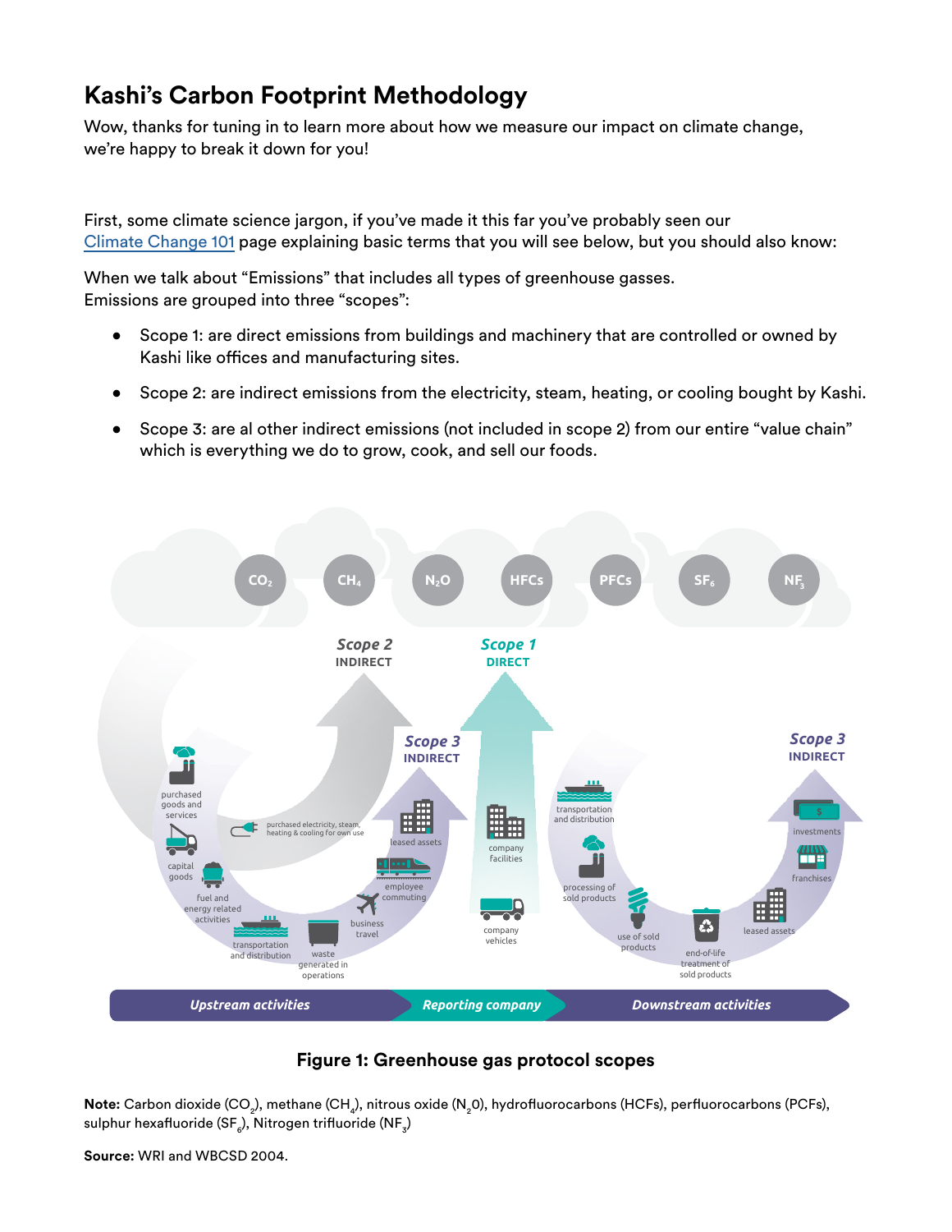# Kashi's Carbon Footprint Methodology

Wow, thanks for tuning in to learn more about how we measure our impact on climate change, we're happy to break it down for you!

First, some climate science jargon, if you've made it this far you've probably seen our Climate Change 101 page explaining basic terms that you will see below, but you should also know:

When we talk about "Emissions" that includes all types of greenhouse gasses.
Emissions are grouped into three "scopes":

- Scope 1: are direct emissions from buildings and machinery that are controlled or owned by Kashi like offices and manufacturing sites.
- Scope 2: are indirect emissions from the electricity, steam, heating, or cooling bought by Kashi.
- Scope 3: are al other indirect emissions (not included in scope 2) from our entire "value chain" which is everything we do to grow, cook, and sell our foods.

$CO_2$ $CH_4$ $N_2O$ HFCs PFCs $SF_6$ $NF_3$

*Scope 2* INDIRECT — purchased electricity, steam, heating & cooling for own use

*Scope 1* DIRECT — company facilities, company vehicles

*Scope 3* INDIRECT (upstream) — purchased goods and services, capital goods, fuel and energy related activities, transportation and distribution, waste generated in operations, business travel, employee commuting, leased assets

*Scope 3* INDIRECT (downstream) — transportation and distribution, processing of sold products, use of sold products, end-of-life treatment of sold products, leased assets, franchises, investments

*Upstream activities* | *Reporting company* | *Downstream activities*

**Figure 1: Greenhouse gas protocol scopes**

**Note:** Carbon dioxide ($CO_2$), methane ($CH_4$), nitrous oxide ($N_20$), hydrofluorocarbons (HCFs), perfluorocarbons (PCFs), sulphur hexafluoride ($SF_6$), Nitrogen trifluoride ($NF_3$)

**Source:** WRI and WBCSD 2004.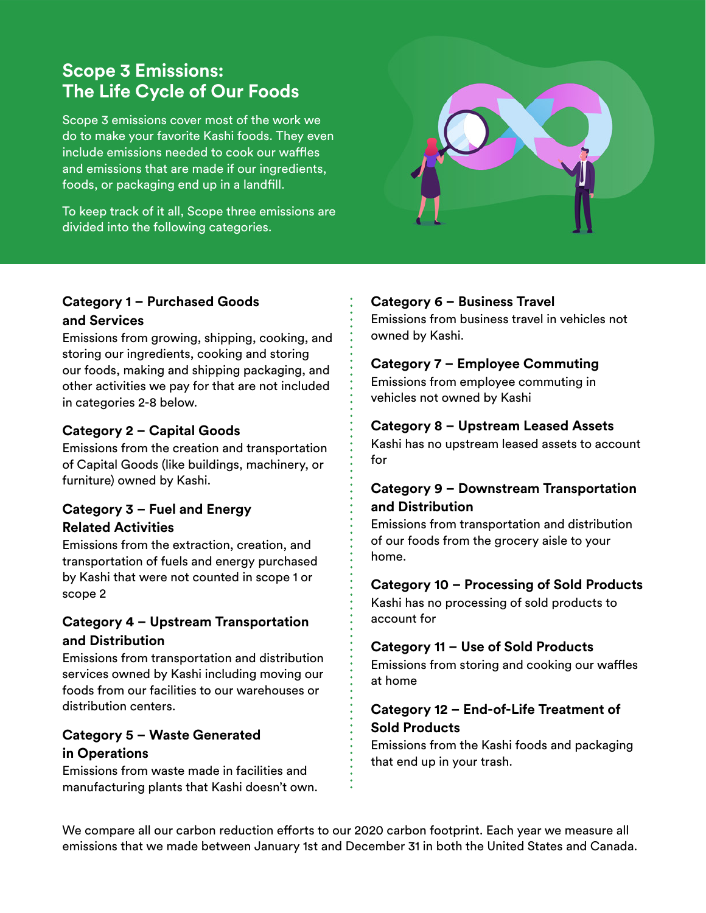## Scope 3 Emissions: The Life Cycle of Our Foods

Scope 3 emissions cover most of the work we do to make your favorite Kashi foods. They even include emissions needed to cook our waffles and emissions that are made if our ingredients, foods, or packaging end up in a landfill.

To keep track of it all, Scope three emissions are divided into the following categories.

### Category 1 – Purchased Goods and Services

Emissions from growing, shipping, cooking, and storing our ingredients, cooking and storing our foods, making and shipping packaging, and other activities we pay for that are not included in categories 2-8 below.

### Category 2 – Capital Goods

Emissions from the creation and transportation of Capital Goods (like buildings, machinery, or furniture) owned by Kashi.

### Category 3 – Fuel and Energy Related Activities

Emissions from the extraction, creation, and transportation of fuels and energy purchased by Kashi that were not counted in scope 1 or scope 2

### Category 4 – Upstream Transportation and Distribution

Emissions from transportation and distribution services owned by Kashi including moving our foods from our facilities to our warehouses or distribution centers.

### Category 5 – Waste Generated in Operations

Emissions from waste made in facilities and manufacturing plants that Kashi doesn't own.

### Category 6 – Business Travel

Emissions from business travel in vehicles not owned by Kashi.

### Category 7 – Employee Commuting

Emissions from employee commuting in vehicles not owned by Kashi

### Category 8 – Upstream Leased Assets

Kashi has no upstream leased assets to account for

### Category 9 – Downstream Transportation and Distribution

Emissions from transportation and distribution of our foods from the grocery aisle to your home.

### Category 10 – Processing of Sold Products

Kashi has no processing of sold products to account for

### Category 11 – Use of Sold Products

Emissions from storing and cooking our waffles at home

### Category 12 – End-of-Life Treatment of Sold Products

Emissions from the Kashi foods and packaging that end up in your trash.

We compare all our carbon reduction efforts to our 2020 carbon footprint. Each year we measure all emissions that we made between January 1st and December 31 in both the United States and Canada.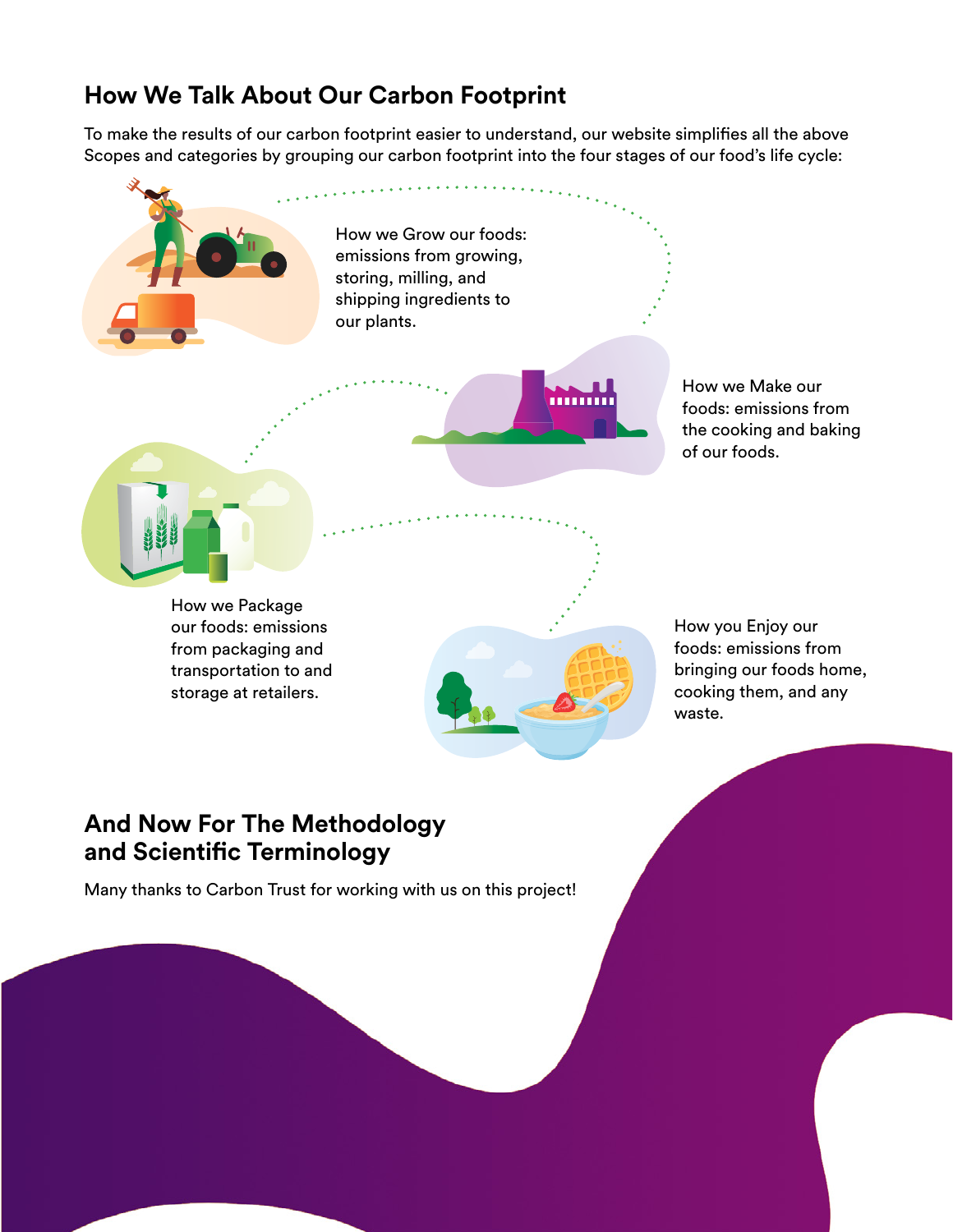## How We Talk About Our Carbon Footprint

To make the results of our carbon footprint easier to understand, our website simplifies all the above Scopes and categories by grouping our carbon footprint into the four stages of our food's life cycle:

How we Grow our foods: emissions from growing, storing, milling, and shipping ingredients to our plants.

How we Make our foods: emissions from the cooking and baking of our foods.

How we Package our foods: emissions from packaging and transportation to and storage at retailers.

How you Enjoy our foods: emissions from bringing our foods home, cooking them, and any waste.

## And Now For The Methodology and Scientific Terminology

Many thanks to Carbon Trust for working with us on this project!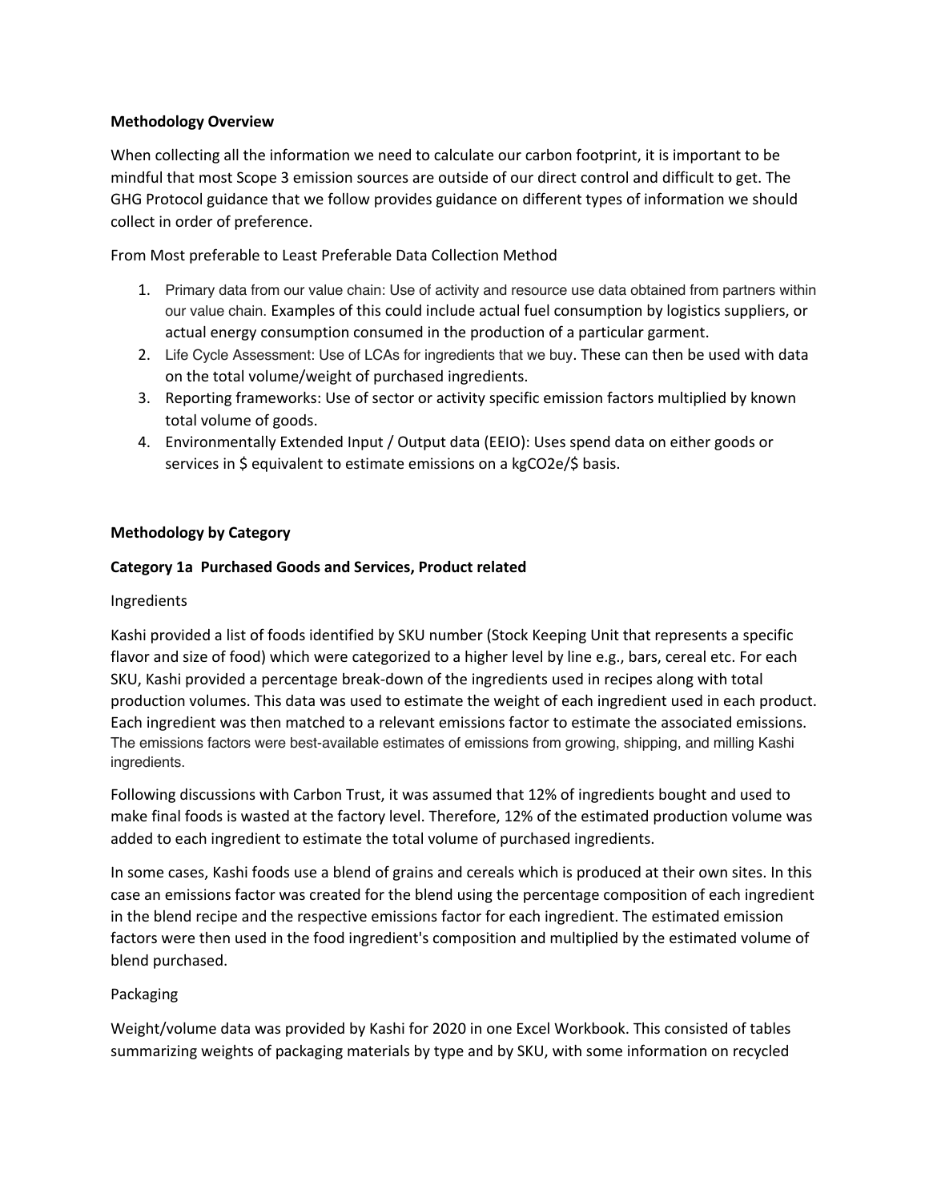**Methodology Overview**

When collecting all the information we need to calculate our carbon footprint, it is important to be mindful that most Scope 3 emission sources are outside of our direct control and difficult to get. The GHG Protocol guidance that we follow provides guidance on different types of information we should collect in order of preference.

From Most preferable to Least Preferable Data Collection Method

1. Primary data from our value chain: Use of activity and resource use data obtained from partners within our value chain. Examples of this could include actual fuel consumption by logistics suppliers, or actual energy consumption consumed in the production of a particular garment.
2. Life Cycle Assessment: Use of LCAs for ingredients that we buy. These can then be used with data on the total volume/weight of purchased ingredients.
3. Reporting frameworks: Use of sector or activity specific emission factors multiplied by known total volume of goods.
4. Environmentally Extended Input / Output data (EEIO): Uses spend data on either goods or services in $ equivalent to estimate emissions on a kgCO2e/$ basis.

**Methodology by Category**

**Category 1a  Purchased Goods and Services, Product related**

Ingredients

Kashi provided a list of foods identified by SKU number (Stock Keeping Unit that represents a specific flavor and size of food) which were categorized to a higher level by line e.g., bars, cereal etc. For each SKU, Kashi provided a percentage break-down of the ingredients used in recipes along with total production volumes. This data was used to estimate the weight of each ingredient used in each product. Each ingredient was then matched to a relevant emissions factor to estimate the associated emissions. The emissions factors were best-available estimates of emissions from growing, shipping, and milling Kashi ingredients.

Following discussions with Carbon Trust, it was assumed that 12% of ingredients bought and used to make final foods is wasted at the factory level. Therefore, 12% of the estimated production volume was added to each ingredient to estimate the total volume of purchased ingredients.

In some cases, Kashi foods use a blend of grains and cereals which is produced at their own sites. In this case an emissions factor was created for the blend using the percentage composition of each ingredient in the blend recipe and the respective emissions factor for each ingredient. The estimated emission factors were then used in the food ingredient's composition and multiplied by the estimated volume of blend purchased.

Packaging

Weight/volume data was provided by Kashi for 2020 in one Excel Workbook. This consisted of tables summarizing weights of packaging materials by type and by SKU, with some information on recycled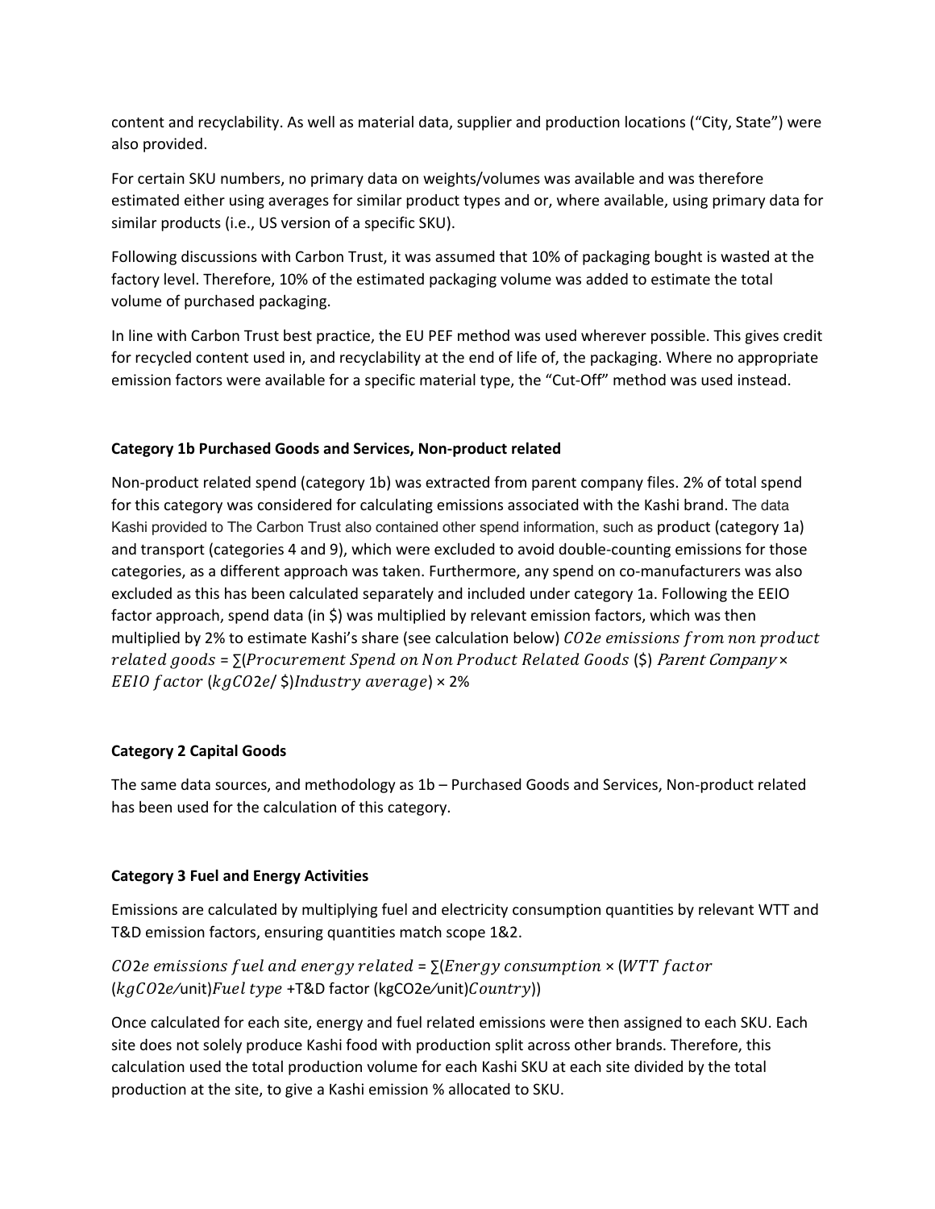content and recyclability. As well as material data, supplier and production locations ("City, State") were also provided.

For certain SKU numbers, no primary data on weights/volumes was available and was therefore estimated either using averages for similar product types and or, where available, using primary data for similar products (i.e., US version of a specific SKU).

Following discussions with Carbon Trust, it was assumed that 10% of packaging bought is wasted at the factory level. Therefore, 10% of the estimated packaging volume was added to estimate the total volume of purchased packaging.

In line with Carbon Trust best practice, the EU PEF method was used wherever possible. This gives credit for recycled content used in, and recyclability at the end of life of, the packaging. Where no appropriate emission factors were available for a specific material type, the "Cut-Off" method was used instead.

### Category 1b Purchased Goods and Services, Non-product related

Non-product related spend (category 1b) was extracted from parent company files. 2% of total spend for this category was considered for calculating emissions associated with the Kashi brand. The data Kashi provided to The Carbon Trust also contained other spend information, such as product (category 1a) and transport (categories 4 and 9), which were excluded to avoid double-counting emissions for those categories, as a different approach was taken. Furthermore, any spend on co-manufacturers was also excluded as this has been calculated separately and included under category 1a. Following the EEIO factor approach, spend data (in $) was multiplied by relevant emission factors, which was then multiplied by 2% to estimate Kashi's share (see calculation below) $CO2e\ emissions\ from\ non\ product\ related\ goods$ = $\sum(Procurement\ Spend\ on\ Non\ Product\ Related\ Goods$ (\$) $Parent\ Company \times EEIO\ factor$ ($kgCO2e$/ \$)$Industry\ average$) × 2%

### Category 2 Capital Goods

The same data sources, and methodology as 1b – Purchased Goods and Services, Non-product related has been used for the calculation of this category.

### Category 3 Fuel and Energy Activities

Emissions are calculated by multiplying fuel and electricity consumption quantities by relevant WTT and T&D emission factors, ensuring quantities match scope 1&2.

$CO2e\ emissions\ fuel\ and\ energy\ related$ = $\sum(Energy\ consumption \times (WTT\ factor$ ($kgCO2e$/unit)$Fuel\ type$ +T&D factor (kgCO2e/unit)$Country$))

Once calculated for each site, energy and fuel related emissions were then assigned to each SKU. Each site does not solely produce Kashi food with production split across other brands. Therefore, this calculation used the total production volume for each Kashi SKU at each site divided by the total production at the site, to give a Kashi emission % allocated to SKU.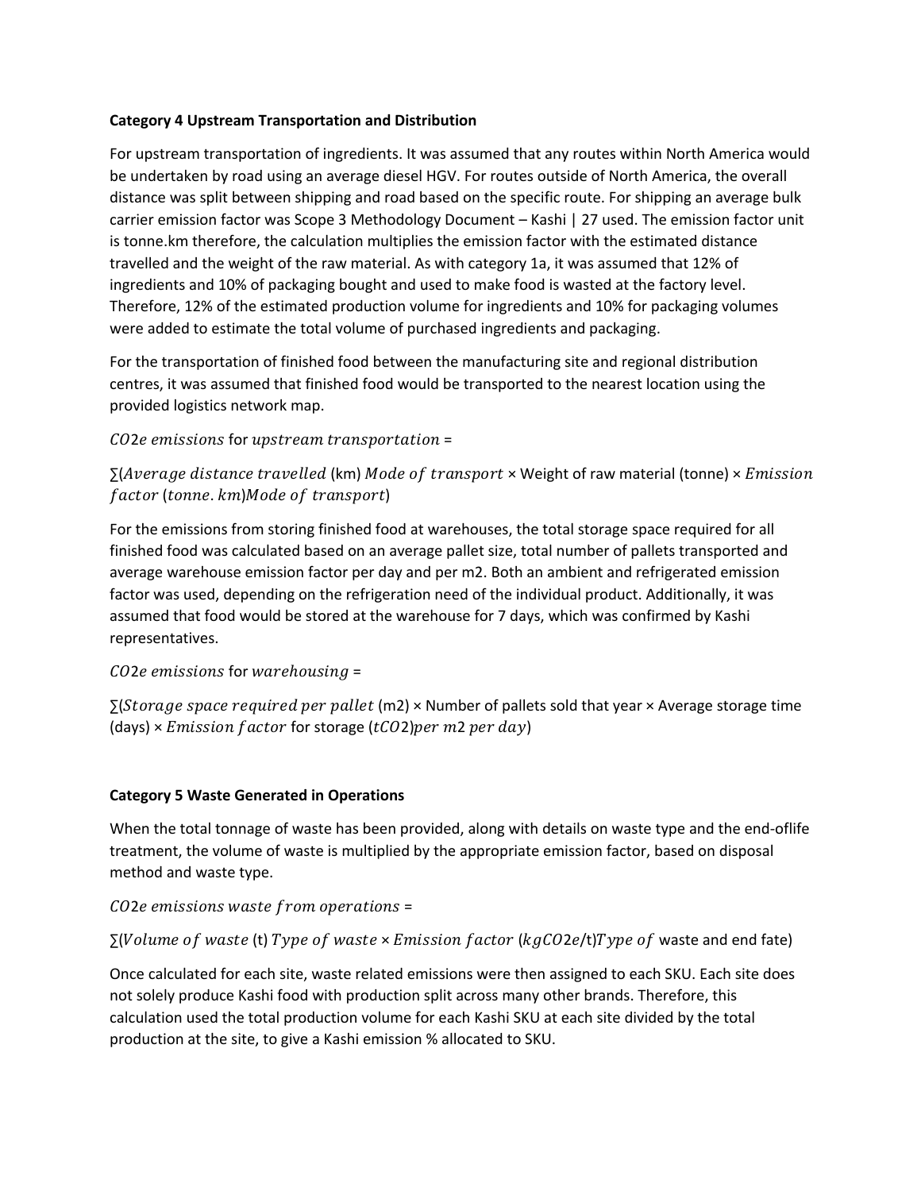**Category 4 Upstream Transportation and Distribution**

For upstream transportation of ingredients. It was assumed that any routes within North America would be undertaken by road using an average diesel HGV. For routes outside of North America, the overall distance was split between shipping and road based on the specific route. For shipping an average bulk carrier emission factor was Scope 3 Methodology Document – Kashi | 27 used. The emission factor unit is tonne.km therefore, the calculation multiplies the emission factor with the estimated distance travelled and the weight of the raw material. As with category 1a, it was assumed that 12% of ingredients and 10% of packaging bought and used to make food is wasted at the factory level. Therefore, 12% of the estimated production volume for ingredients and 10% for packaging volumes were added to estimate the total volume of purchased ingredients and packaging.

For the transportation of finished food between the manufacturing site and regional distribution centres, it was assumed that finished food would be transported to the nearest location using the provided logistics network map.

$CO2e\ emissions$ for $upstream\ transportation$ =

$\sum(Average\ distance\ travelled$ (km) $Mode\ of\ transport$ × Weight of raw material (tonne) × $Emission\ factor$ $(tonne.km)Mode\ of\ transport)$

For the emissions from storing finished food at warehouses, the total storage space required for all finished food was calculated based on an average pallet size, total number of pallets transported and average warehouse emission factor per day and per m2. Both an ambient and refrigerated emission factor was used, depending on the refrigeration need of the individual product. Additionally, it was assumed that food would be stored at the warehouse for 7 days, which was confirmed by Kashi representatives.

$CO2e\ emissions$ for $warehousing$ =

$\sum(Storage\ space\ required\ per\ pallet$ (m2) × Number of pallets sold that year × Average storage time (days) × $Emission\ factor$ for storage $(tCO2) per\ m2\ per\ day)$

**Category 5 Waste Generated in Operations**

When the total tonnage of waste has been provided, along with details on waste type and the end-oflife treatment, the volume of waste is multiplied by the appropriate emission factor, based on disposal method and waste type.

$CO2e\ emissions\ waste\ from\ operations$ =

$\sum(Volume\ of\ waste$ (t) $Type\ of\ waste$ × $Emission\ factor$ $(kgCO2e/t)Type\ of$ waste and end fate)

Once calculated for each site, waste related emissions were then assigned to each SKU. Each site does not solely produce Kashi food with production split across many other brands. Therefore, this calculation used the total production volume for each Kashi SKU at each site divided by the total production at the site, to give a Kashi emission % allocated to SKU.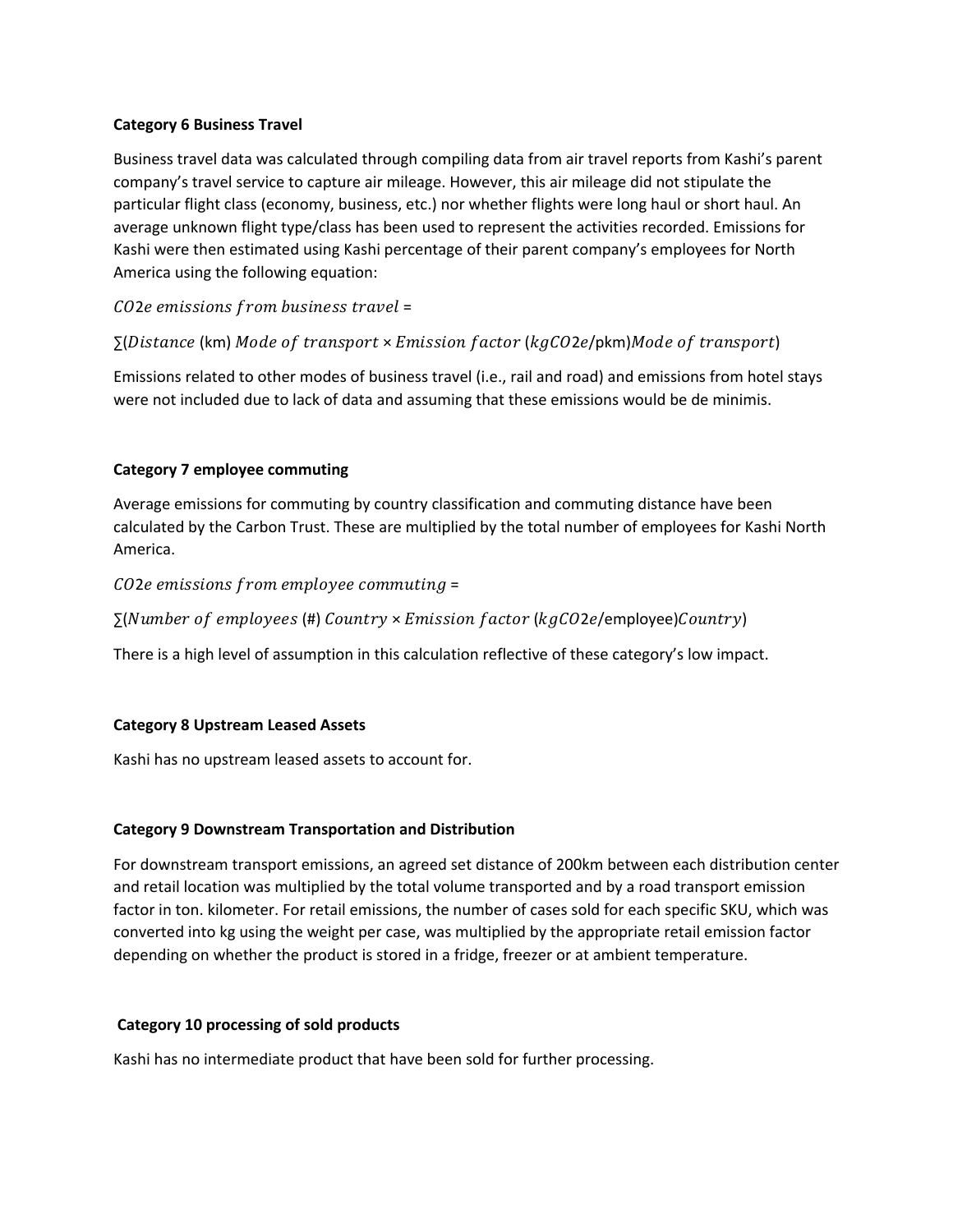**Category 6 Business Travel**

Business travel data was calculated through compiling data from air travel reports from Kashi's parent company's travel service to capture air mileage. However, this air mileage did not stipulate the particular flight class (economy, business, etc.) nor whether flights were long haul or short haul. An average unknown flight type/class has been used to represent the activities recorded. Emissions for Kashi were then estimated using Kashi percentage of their parent company's employees for North America using the following equation:

$CO2e\ emissions\ from\ business\ travel$ =

$\sum(Distance\ (\text{km})\ Mode\ of\ transport \times Emission\ factor\ (kgCO2e/\text{pkm}) Mode\ of\ transport)$

Emissions related to other modes of business travel (i.e., rail and road) and emissions from hotel stays were not included due to lack of data and assuming that these emissions would be de minimis.

**Category 7 employee commuting**

Average emissions for commuting by country classification and commuting distance have been calculated by the Carbon Trust. These are multiplied by the total number of employees for Kashi North America.

$CO2e\ emissions\ from\ employee\ commuting$ =

$\sum(Number\ of\ employees\ (\#)\ Country \times Emission\ factor\ (kgCO2e/\text{employee}) Country)$

There is a high level of assumption in this calculation reflective of these category's low impact.

**Category 8 Upstream Leased Assets**

Kashi has no upstream leased assets to account for.

**Category 9 Downstream Transportation and Distribution**

For downstream transport emissions, an agreed set distance of 200km between each distribution center and retail location was multiplied by the total volume transported and by a road transport emission factor in ton. kilometer. For retail emissions, the number of cases sold for each specific SKU, which was converted into kg using the weight per case, was multiplied by the appropriate retail emission factor depending on whether the product is stored in a fridge, freezer or at ambient temperature.

**Category 10 processing of sold products**

Kashi has no intermediate product that have been sold for further processing.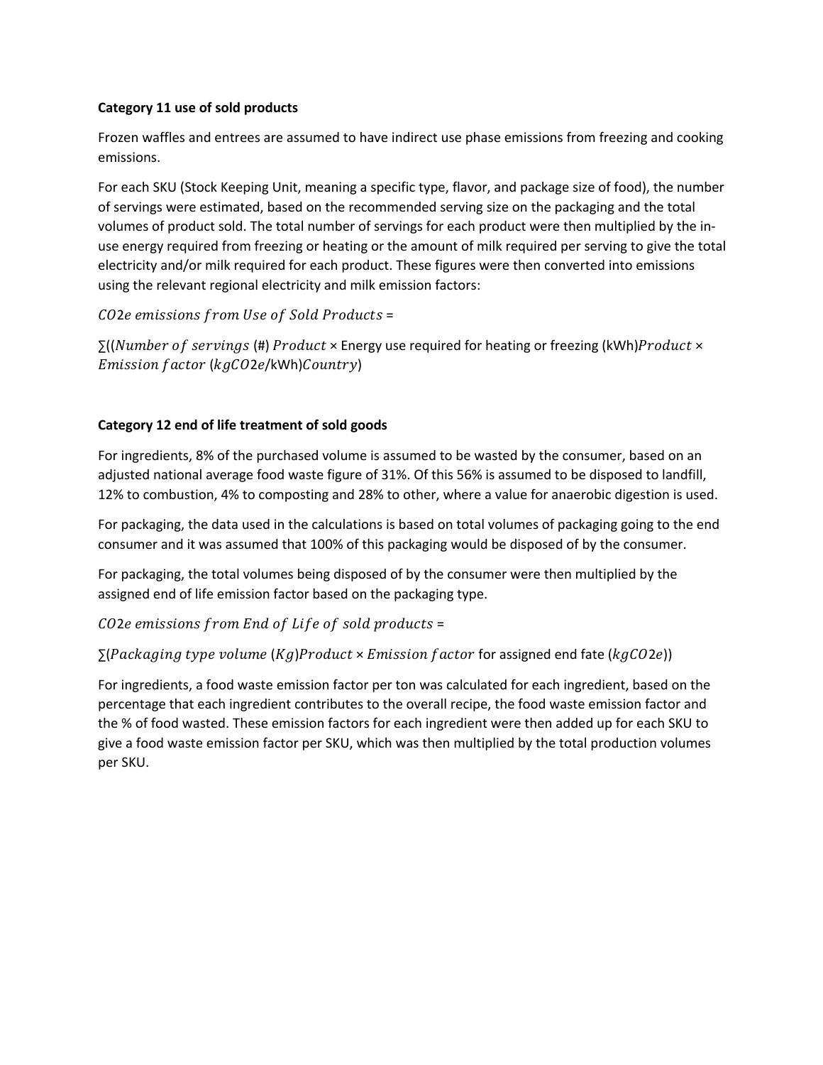**Category 11 use of sold products**

Frozen waffles and entrees are assumed to have indirect use phase emissions from freezing and cooking emissions.

For each SKU (Stock Keeping Unit, meaning a specific type, flavor, and package size of food), the number of servings were estimated, based on the recommended serving size on the packaging and the total volumes of product sold. The total number of servings for each product were then multiplied by the in-use energy required from freezing or heating or the amount of milk required per serving to give the total electricity and/or milk required for each product. These figures were then converted into emissions using the relevant regional electricity and milk emission factors:

$CO2e\ emissions\ from\ Use\ of\ Sold\ Products$ =

$\sum((Number\ of\ servings\ (\#)\ Product$ × Energy use required for heating or freezing (kWh)$Product$ × $Emission\ factor\ (kgCO2e/\text{kWh})Country)$

**Category 12 end of life treatment of sold goods**

For ingredients, 8% of the purchased volume is assumed to be wasted by the consumer, based on an adjusted national average food waste figure of 31%. Of this 56% is assumed to be disposed to landfill, 12% to combustion, 4% to composting and 28% to other, where a value for anaerobic digestion is used.

For packaging, the data used in the calculations is based on total volumes of packaging going to the end consumer and it was assumed that 100% of this packaging would be disposed of by the consumer.

For packaging, the total volumes being disposed of by the consumer were then multiplied by the assigned end of life emission factor based on the packaging type.

$CO2e\ emissions\ from\ End\ of\ Life\ of\ sold\ products$ =

$\sum(Packaging\ type\ volume\ (Kg)Product$ × $Emission\ factor$ for assigned end fate $(kgCO2e))$

For ingredients, a food waste emission factor per ton was calculated for each ingredient, based on the percentage that each ingredient contributes to the overall recipe, the food waste emission factor and the % of food wasted. These emission factors for each ingredient were then added up for each SKU to give a food waste emission factor per SKU, which was then multiplied by the total production volumes per SKU.